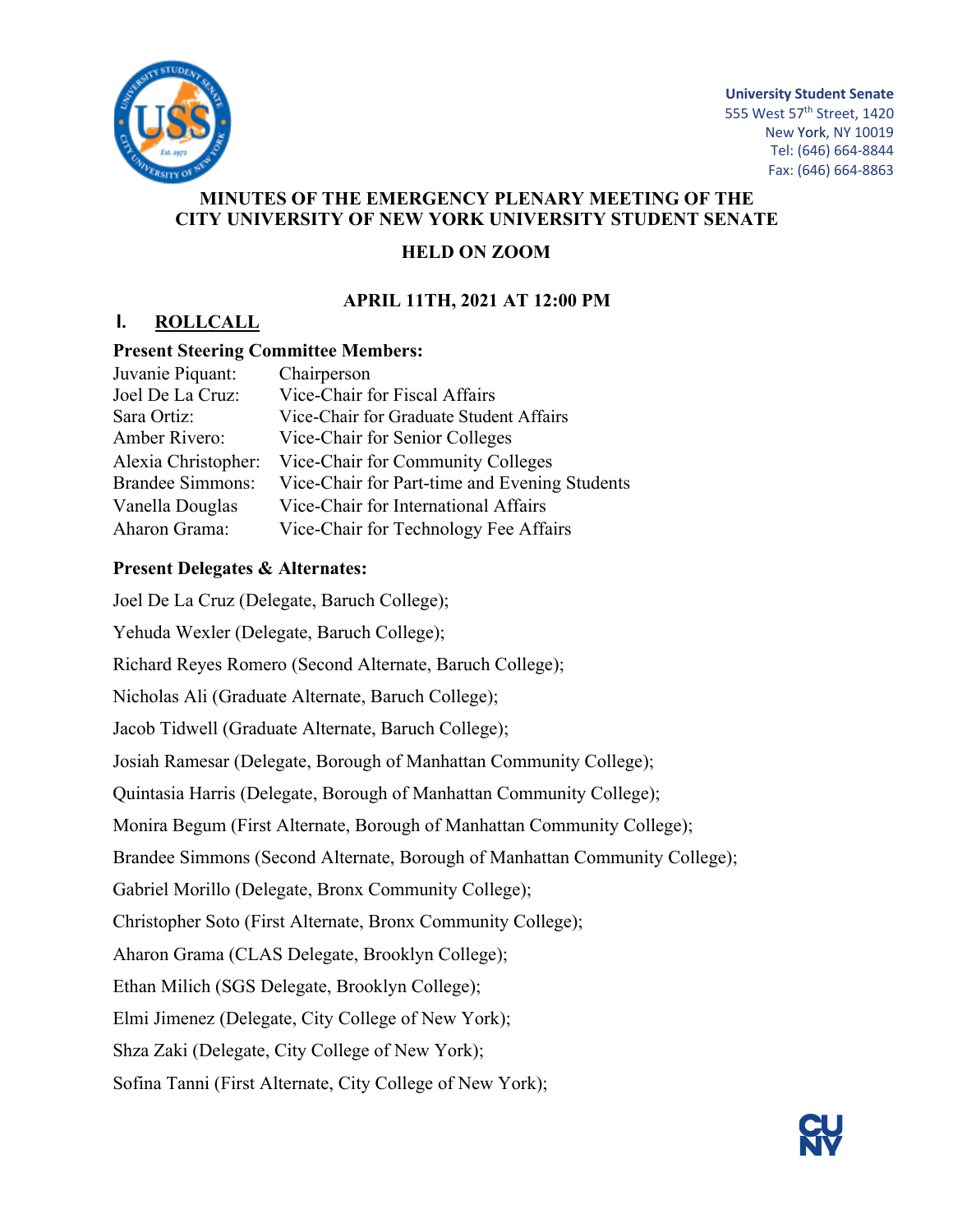University Student Senate
555 West 57th Street, 1420
New York, NY 10019
Tel: (646) 664-8844
Fax: (646) 664-8863

**MINUTES OF THE EMERGENCY PLENARY MEETING OF THE CITY UNIVERSITY OF NEW YORK UNIVERSITY STUDENT SENATE**

**HELD ON ZOOM**

**APRIL 11TH, 2021 AT 12:00 PM**

## I. ROLLCALL

**Present Steering Committee Members:**

| | |
|---|---|
| Juvanie Piquant: | Chairperson |
| Joel De La Cruz: | Vice-Chair for Fiscal Affairs |
| Sara Ortiz: | Vice-Chair for Graduate Student Affairs |
| Amber Rivero: | Vice-Chair for Senior Colleges |
| Alexia Christopher: | Vice-Chair for Community Colleges |
| Brandee Simmons: | Vice-Chair for Part-time and Evening Students |
| Vanella Douglas | Vice-Chair for International Affairs |
| Aharon Grama: | Vice-Chair for Technology Fee Affairs |

**Present Delegates & Alternates:**

Joel De La Cruz (Delegate, Baruch College);

Yehuda Wexler (Delegate, Baruch College);

Richard Reyes Romero (Second Alternate, Baruch College);

Nicholas Ali (Graduate Alternate, Baruch College);

Jacob Tidwell (Graduate Alternate, Baruch College);

Josiah Ramesar (Delegate, Borough of Manhattan Community College);

Quintasia Harris (Delegate, Borough of Manhattan Community College);

Monira Begum (First Alternate, Borough of Manhattan Community College);

Brandee Simmons (Second Alternate, Borough of Manhattan Community College);

Gabriel Morillo (Delegate, Bronx Community College);

Christopher Soto (First Alternate, Bronx Community College);

Aharon Grama (CLAS Delegate, Brooklyn College);

Ethan Milich (SGS Delegate, Brooklyn College);

Elmi Jimenez (Delegate, City College of New York);

Shza Zaki (Delegate, City College of New York);

Sofina Tanni (First Alternate, City College of New York);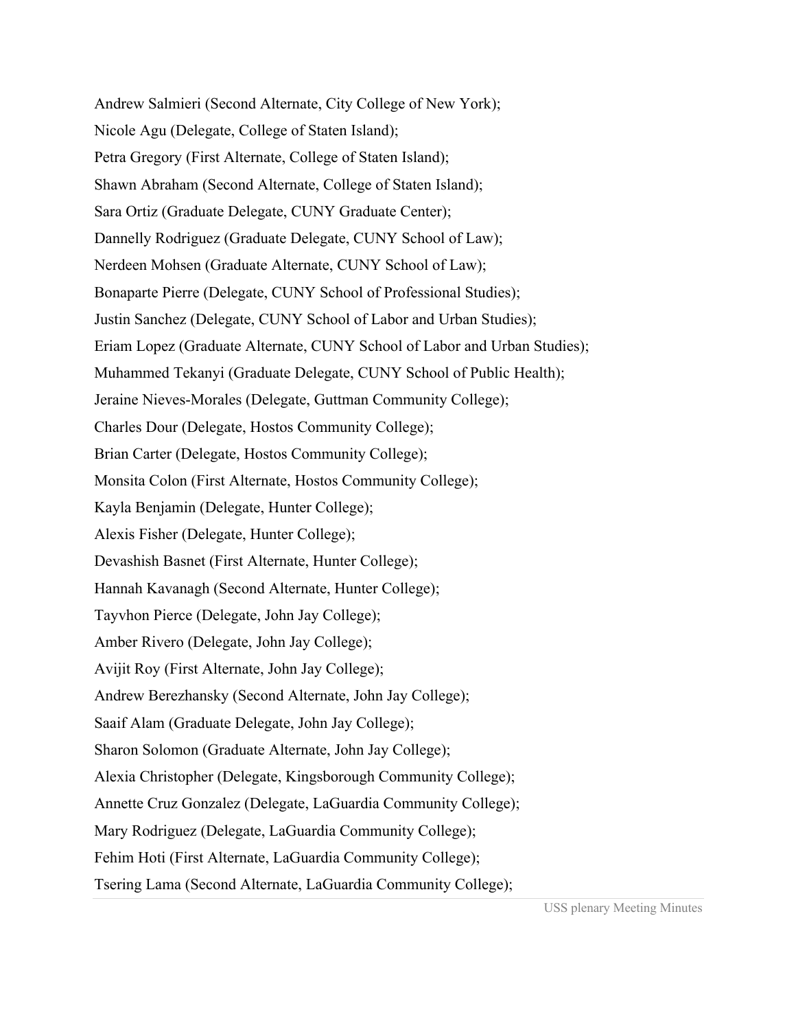Andrew Salmieri (Second Alternate, City College of New York);

Nicole Agu (Delegate, College of Staten Island);

Petra Gregory (First Alternate, College of Staten Island);

Shawn Abraham (Second Alternate, College of Staten Island);

Sara Ortiz (Graduate Delegate, CUNY Graduate Center);

Dannelly Rodriguez (Graduate Delegate, CUNY School of Law);

Nerdeen Mohsen (Graduate Alternate, CUNY School of Law);

Bonaparte Pierre (Delegate, CUNY School of Professional Studies);

Justin Sanchez (Delegate, CUNY School of Labor and Urban Studies);

Eriam Lopez (Graduate Alternate, CUNY School of Labor and Urban Studies);

Muhammed Tekanyi (Graduate Delegate, CUNY School of Public Health);

Jeraine Nieves-Morales (Delegate, Guttman Community College);

Charles Dour (Delegate, Hostos Community College);

Brian Carter (Delegate, Hostos Community College);

Monsita Colon (First Alternate, Hostos Community College);

Kayla Benjamin (Delegate, Hunter College);

Alexis Fisher (Delegate, Hunter College);

Devashish Basnet (First Alternate, Hunter College);

Hannah Kavanagh (Second Alternate, Hunter College);

Tayvhon Pierce (Delegate, John Jay College);

Amber Rivero (Delegate, John Jay College);

Avijit Roy (First Alternate, John Jay College);

Andrew Berezhansky (Second Alternate, John Jay College);

Saaif Alam (Graduate Delegate, John Jay College);

Sharon Solomon (Graduate Alternate, John Jay College);

Alexia Christopher (Delegate, Kingsborough Community College);

Annette Cruz Gonzalez (Delegate, LaGuardia Community College);

Mary Rodriguez (Delegate, LaGuardia Community College);

Fehim Hoti (First Alternate, LaGuardia Community College);

Tsering Lama (Second Alternate, LaGuardia Community College);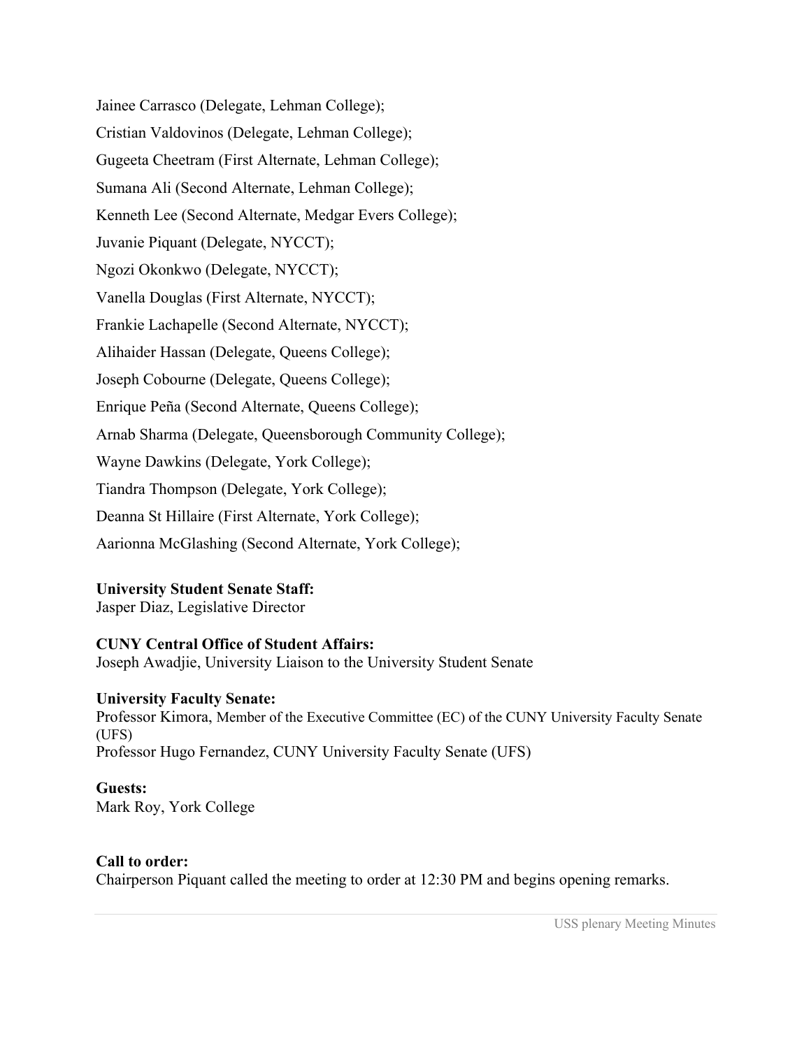Jainee Carrasco (Delegate, Lehman College);

Cristian Valdovinos (Delegate, Lehman College);

Gugeeta Cheetram (First Alternate, Lehman College);

Sumana Ali (Second Alternate, Lehman College);

Kenneth Lee (Second Alternate, Medgar Evers College);

Juvanie Piquant (Delegate, NYCCT);

Ngozi Okonkwo (Delegate, NYCCT);

Vanella Douglas (First Alternate, NYCCT);

Frankie Lachapelle (Second Alternate, NYCCT);

Alihaider Hassan (Delegate, Queens College);

Joseph Cobourne (Delegate, Queens College);

Enrique Peña (Second Alternate, Queens College);

Arnab Sharma (Delegate, Queensborough Community College);

Wayne Dawkins (Delegate, York College);

Tiandra Thompson (Delegate, York College);

Deanna St Hillaire (First Alternate, York College);

Aarionna McGlashing (Second Alternate, York College);

**University Student Senate Staff:**
Jasper Diaz, Legislative Director

**CUNY Central Office of Student Affairs:**
Joseph Awadjie, University Liaison to the University Student Senate

**University Faculty Senate:**
Professor Kimora, Member of the Executive Committee (EC) of the CUNY University Faculty Senate (UFS)
Professor Hugo Fernandez, CUNY University Faculty Senate (UFS)

**Guests:**
Mark Roy, York College

**Call to order:**
Chairperson Piquant called the meeting to order at 12:30 PM and begins opening remarks.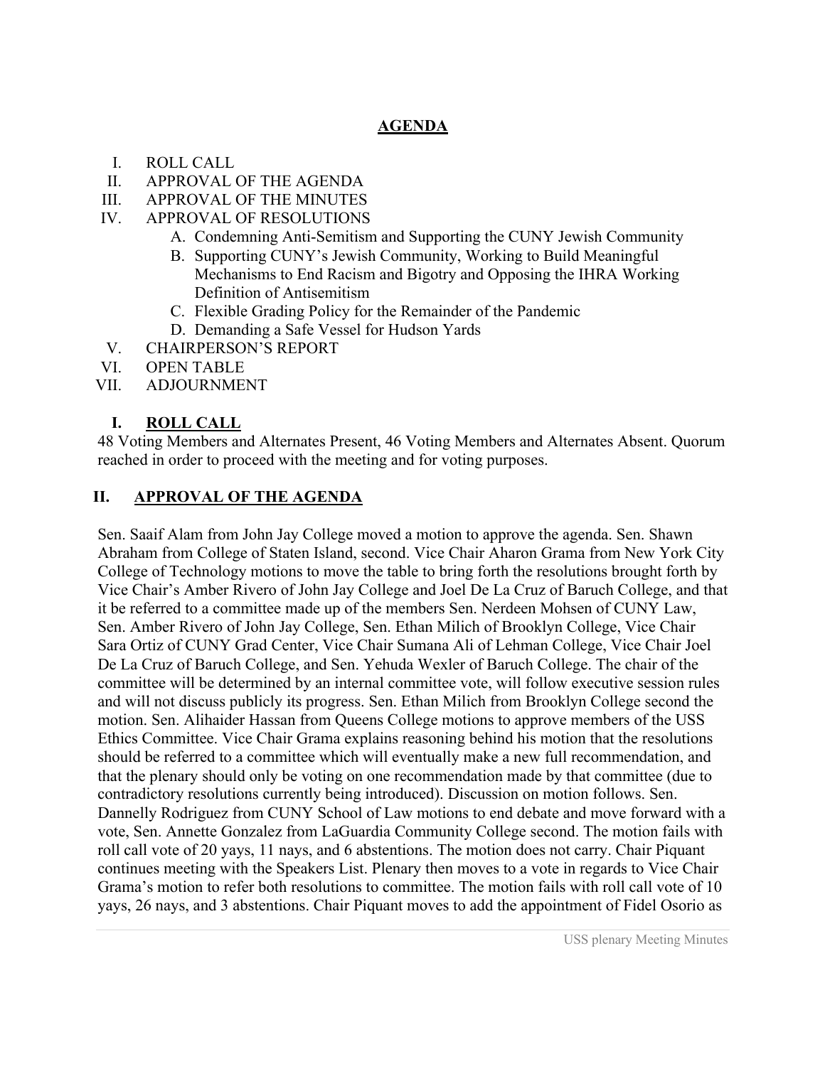## AGENDA

I. ROLL CALL
II. APPROVAL OF THE AGENDA
III. APPROVAL OF THE MINUTES
IV. APPROVAL OF RESOLUTIONS
   A. Condemning Anti-Semitism and Supporting the CUNY Jewish Community
   B. Supporting CUNY's Jewish Community, Working to Build Meaningful Mechanisms to End Racism and Bigotry and Opposing the IHRA Working Definition of Antisemitism
   C. Flexible Grading Policy for the Remainder of the Pandemic
   D. Demanding a Safe Vessel for Hudson Yards
V. CHAIRPERSON'S REPORT
VI. OPEN TABLE
VII. ADJOURNMENT

## I. ROLL CALL

48 Voting Members and Alternates Present, 46 Voting Members and Alternates Absent. Quorum reached in order to proceed with the meeting and for voting purposes.

## II. APPROVAL OF THE AGENDA

Sen. Saaif Alam from John Jay College moved a motion to approve the agenda. Sen. Shawn Abraham from College of Staten Island, second. Vice Chair Aharon Grama from New York City College of Technology motions to move the table to bring forth the resolutions brought forth by Vice Chair's Amber Rivero of John Jay College and Joel De La Cruz of Baruch College, and that it be referred to a committee made up of the members Sen. Nerdeen Mohsen of CUNY Law, Sen. Amber Rivero of John Jay College, Sen. Ethan Milich of Brooklyn College, Vice Chair Sara Ortiz of CUNY Grad Center, Vice Chair Sumana Ali of Lehman College, Vice Chair Joel De La Cruz of Baruch College, and Sen. Yehuda Wexler of Baruch College. The chair of the committee will be determined by an internal committee vote, will follow executive session rules and will not discuss publicly its progress. Sen. Ethan Milich from Brooklyn College second the motion. Sen. Alihaider Hassan from Queens College motions to approve members of the USS Ethics Committee. Vice Chair Grama explains reasoning behind his motion that the resolutions should be referred to a committee which will eventually make a new full recommendation, and that the plenary should only be voting on one recommendation made by that committee (due to contradictory resolutions currently being introduced). Discussion on motion follows. Sen. Dannelly Rodriguez from CUNY School of Law motions to end debate and move forward with a vote, Sen. Annette Gonzalez from LaGuardia Community College second. The motion fails with roll call vote of 20 yays, 11 nays, and 6 abstentions. The motion does not carry. Chair Piquant continues meeting with the Speakers List. Plenary then moves to a vote in regards to Vice Chair Grama's motion to refer both resolutions to committee. The motion fails with roll call vote of 10 yays, 26 nays, and 3 abstentions. Chair Piquant moves to add the appointment of Fidel Osorio as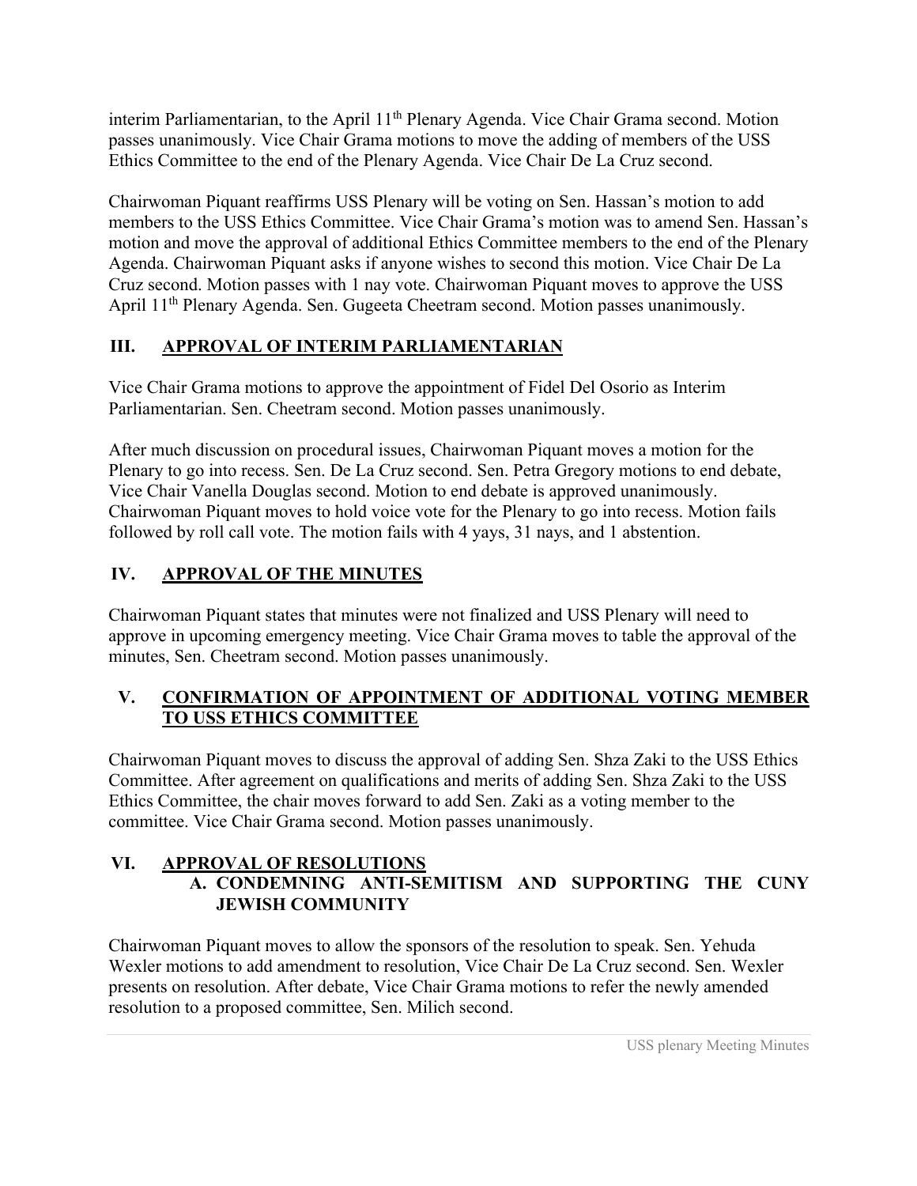interim Parliamentarian, to the April 11th Plenary Agenda. Vice Chair Grama second. Motion passes unanimously. Vice Chair Grama motions to move the adding of members of the USS Ethics Committee to the end of the Plenary Agenda. Vice Chair De La Cruz second.

Chairwoman Piquant reaffirms USS Plenary will be voting on Sen. Hassan's motion to add members to the USS Ethics Committee. Vice Chair Grama's motion was to amend Sen. Hassan's motion and move the approval of additional Ethics Committee members to the end of the Plenary Agenda. Chairwoman Piquant asks if anyone wishes to second this motion. Vice Chair De La Cruz second. Motion passes with 1 nay vote. Chairwoman Piquant moves to approve the USS April 11th Plenary Agenda. Sen. Gugeeta Cheetram second. Motion passes unanimously.

## III. APPROVAL OF INTERIM PARLIAMENTARIAN

Vice Chair Grama motions to approve the appointment of Fidel Del Osorio as Interim Parliamentarian. Sen. Cheetram second. Motion passes unanimously.

After much discussion on procedural issues, Chairwoman Piquant moves a motion for the Plenary to go into recess. Sen. De La Cruz second. Sen. Petra Gregory motions to end debate, Vice Chair Vanella Douglas second. Motion to end debate is approved unanimously. Chairwoman Piquant moves to hold voice vote for the Plenary to go into recess. Motion fails followed by roll call vote. The motion fails with 4 yays, 31 nays, and 1 abstention.

## IV. APPROVAL OF THE MINUTES

Chairwoman Piquant states that minutes were not finalized and USS Plenary will need to approve in upcoming emergency meeting. Vice Chair Grama moves to table the approval of the minutes, Sen. Cheetram second. Motion passes unanimously.

## V. CONFIRMATION OF APPOINTMENT OF ADDITIONAL VOTING MEMBER TO USS ETHICS COMMITTEE

Chairwoman Piquant moves to discuss the approval of adding Sen. Shza Zaki to the USS Ethics Committee. After agreement on qualifications and merits of adding Sen. Shza Zaki to the USS Ethics Committee, the chair moves forward to add Sen. Zaki as a voting member to the committee. Vice Chair Grama second. Motion passes unanimously.

## VI. APPROVAL OF RESOLUTIONS

### A. CONDEMNING ANTI-SEMITISM AND SUPPORTING THE CUNY JEWISH COMMUNITY

Chairwoman Piquant moves to allow the sponsors of the resolution to speak. Sen. Yehuda Wexler motions to add amendment to resolution, Vice Chair De La Cruz second. Sen. Wexler presents on resolution. After debate, Vice Chair Grama motions to refer the newly amended resolution to a proposed committee, Sen. Milich second.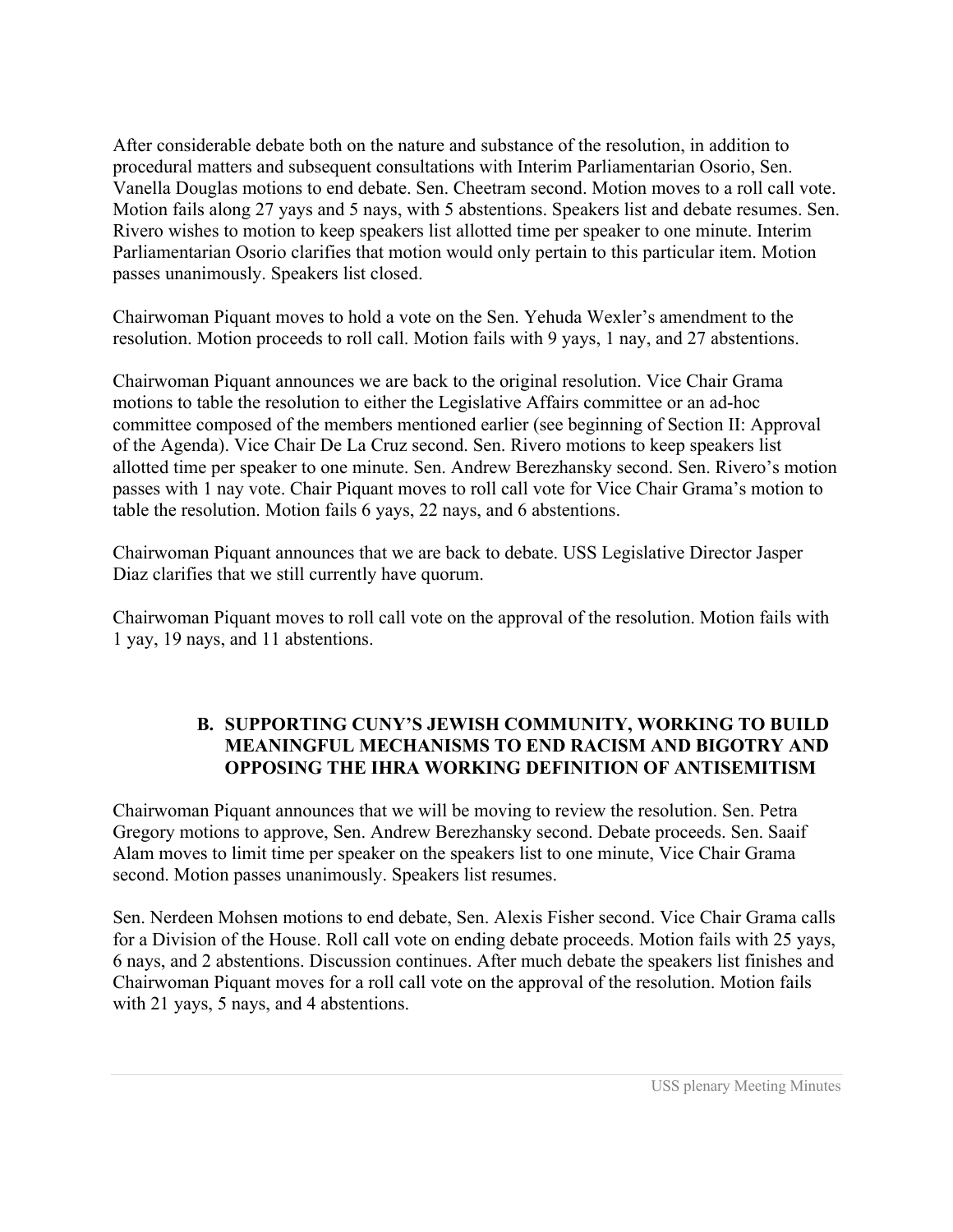After considerable debate both on the nature and substance of the resolution, in addition to procedural matters and subsequent consultations with Interim Parliamentarian Osorio, Sen. Vanella Douglas motions to end debate. Sen. Cheetram second. Motion moves to a roll call vote. Motion fails along 27 yays and 5 nays, with 5 abstentions. Speakers list and debate resumes. Sen. Rivero wishes to motion to keep speakers list allotted time per speaker to one minute. Interim Parliamentarian Osorio clarifies that motion would only pertain to this particular item. Motion passes unanimously. Speakers list closed.

Chairwoman Piquant moves to hold a vote on the Sen. Yehuda Wexler's amendment to the resolution. Motion proceeds to roll call. Motion fails with 9 yays, 1 nay, and 27 abstentions.

Chairwoman Piquant announces we are back to the original resolution. Vice Chair Grama motions to table the resolution to either the Legislative Affairs committee or an ad-hoc committee composed of the members mentioned earlier (see beginning of Section II: Approval of the Agenda). Vice Chair De La Cruz second. Sen. Rivero motions to keep speakers list allotted time per speaker to one minute. Sen. Andrew Berezhansky second. Sen. Rivero's motion passes with 1 nay vote. Chair Piquant moves to roll call vote for Vice Chair Grama's motion to table the resolution. Motion fails 6 yays, 22 nays, and 6 abstentions.

Chairwoman Piquant announces that we are back to debate. USS Legislative Director Jasper Diaz clarifies that we still currently have quorum.

Chairwoman Piquant moves to roll call vote on the approval of the resolution. Motion fails with 1 yay, 19 nays, and 11 abstentions.

### B. SUPPORTING CUNY'S JEWISH COMMUNITY, WORKING TO BUILD MEANINGFUL MECHANISMS TO END RACISM AND BIGOTRY AND OPPOSING THE IHRA WORKING DEFINITION OF ANTISEMITISM

Chairwoman Piquant announces that we will be moving to review the resolution. Sen. Petra Gregory motions to approve, Sen. Andrew Berezhansky second. Debate proceeds. Sen. Saaif Alam moves to limit time per speaker on the speakers list to one minute, Vice Chair Grama second. Motion passes unanimously. Speakers list resumes.

Sen. Nerdeen Mohsen motions to end debate, Sen. Alexis Fisher second. Vice Chair Grama calls for a Division of the House. Roll call vote on ending debate proceeds. Motion fails with 25 yays, 6 nays, and 2 abstentions. Discussion continues. After much debate the speakers list finishes and Chairwoman Piquant moves for a roll call vote on the approval of the resolution. Motion fails with 21 yays, 5 nays, and 4 abstentions.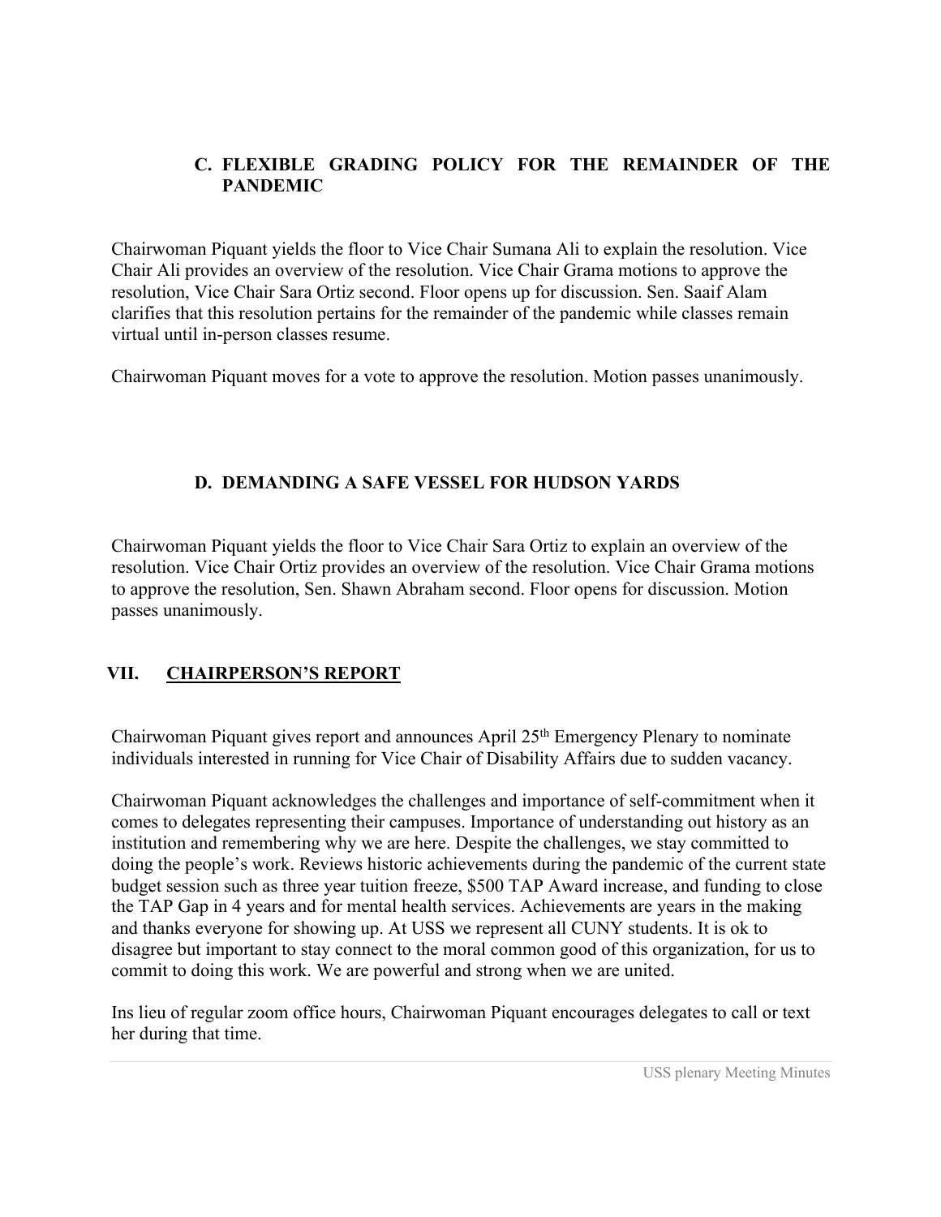### C. FLEXIBLE GRADING POLICY FOR THE REMAINDER OF THE PANDEMIC

Chairwoman Piquant yields the floor to Vice Chair Sumana Ali to explain the resolution. Vice Chair Ali provides an overview of the resolution. Vice Chair Grama motions to approve the resolution, Vice Chair Sara Ortiz second. Floor opens up for discussion. Sen. Saaif Alam clarifies that this resolution pertains for the remainder of the pandemic while classes remain virtual until in-person classes resume.

Chairwoman Piquant moves for a vote to approve the resolution. Motion passes unanimously.

### D. DEMANDING A SAFE VESSEL FOR HUDSON YARDS

Chairwoman Piquant yields the floor to Vice Chair Sara Ortiz to explain an overview of the resolution. Vice Chair Ortiz provides an overview of the resolution. Vice Chair Grama motions to approve the resolution, Sen. Shawn Abraham second. Floor opens for discussion. Motion passes unanimously.

## VII. CHAIRPERSON'S REPORT

Chairwoman Piquant gives report and announces April 25th Emergency Plenary to nominate individuals interested in running for Vice Chair of Disability Affairs due to sudden vacancy.

Chairwoman Piquant acknowledges the challenges and importance of self-commitment when it comes to delegates representing their campuses. Importance of understanding out history as an institution and remembering why we are here. Despite the challenges, we stay committed to doing the people's work. Reviews historic achievements during the pandemic of the current state budget session such as three year tuition freeze, $500 TAP Award increase, and funding to close the TAP Gap in 4 years and for mental health services. Achievements are years in the making and thanks everyone for showing up. At USS we represent all CUNY students. It is ok to disagree but important to stay connect to the moral common good of this organization, for us to commit to doing this work. We are powerful and strong when we are united.

Ins lieu of regular zoom office hours, Chairwoman Piquant encourages delegates to call or text her during that time.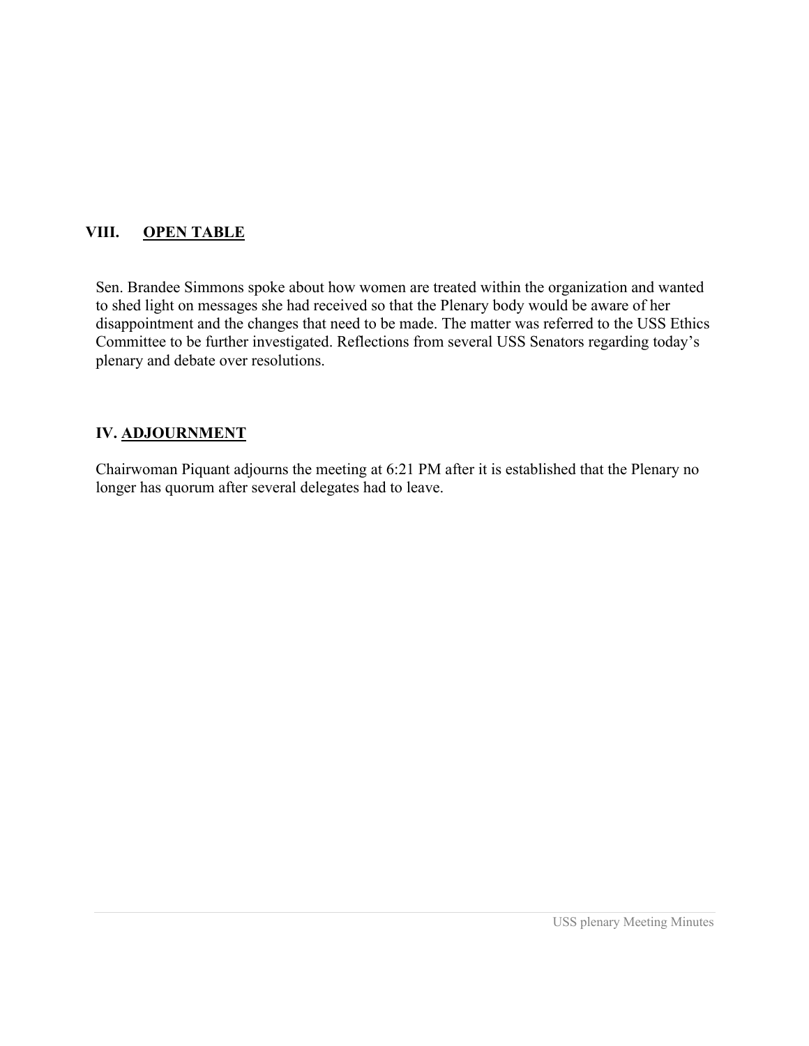## VIII. OPEN TABLE

Sen. Brandee Simmons spoke about how women are treated within the organization and wanted to shed light on messages she had received so that the Plenary body would be aware of her disappointment and the changes that need to be made. The matter was referred to the USS Ethics Committee to be further investigated. Reflections from several USS Senators regarding today's plenary and debate over resolutions.

## IV. ADJOURNMENT

Chairwoman Piquant adjourns the meeting at 6:21 PM after it is established that the Plenary no longer has quorum after several delegates had to leave.